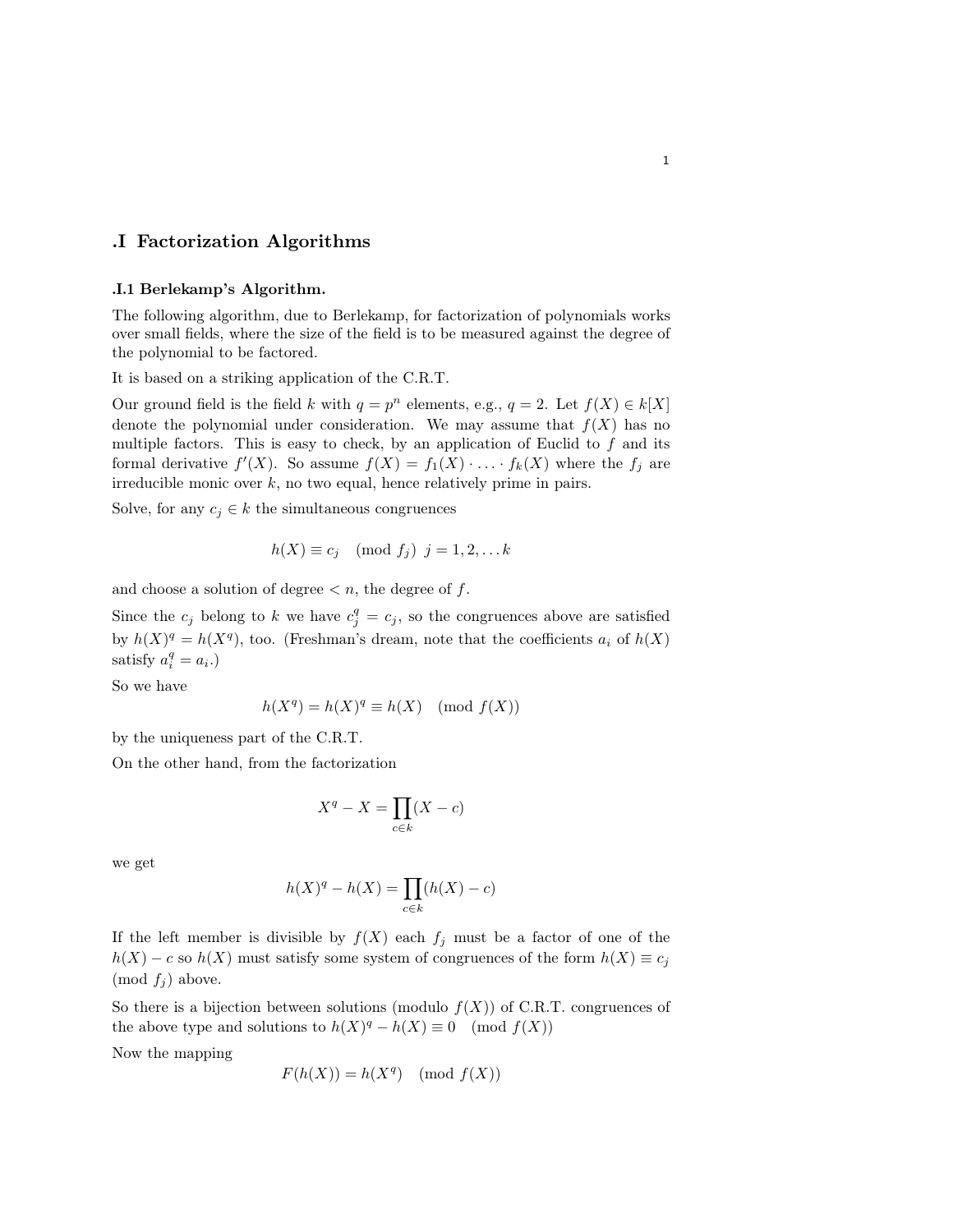# .I Factorization Algorithms

### .I.1 Berlekamp's Algorithm.

The following algorithm, due to Berlekamp, for factorization of polynomials works over small fields, where the size of the field is to be measured against the degree of the polynomial to be factored.

It is based on a striking application of the C.R.T.

Our ground field is the field $k$ with $q = p^n$ elements, e.g., $q = 2$. Let $f(X) \in k[X]$ denote the polynomial under consideration. We may assume that $f(X)$ has no multiple factors. This is easy to check, by an application of Euclid to $f$ and its formal derivative $f'(X)$. So assume $f(X) = f_1(X) \cdot \ldots \cdot f_k(X)$ where the $f_j$ are irreducible monic over $k$, no two equal, hence relatively prime in pairs.

Solve, for any $c_j \in k$ the simultaneous congruences

$$h(X) \equiv c_j \pmod{f_j} \;\; j = 1, 2, \ldots k$$

and choose a solution of degree $< n$, the degree of $f$.

Since the $c_j$ belong to $k$ we have $c_j^q = c_j$, so the congruences above are satisfied by $h(X)^q = h(X^q)$, too. (Freshman's dream, note that the coefficients $a_i$ of $h(X)$ satisfy $a_i^q = a_i$.)

So we have

$$h(X^q) = h(X)^q \equiv h(X) \pmod{f(X)}$$

by the uniqueness part of the C.R.T.

On the other hand, from the factorization

$$X^q - X = \prod_{c \in k}(X - c)$$

we get

$$h(X)^q - h(X) = \prod_{c \in k}(h(X) - c)$$

If the left member is divisible by $f(X)$ each $f_j$ must be a factor of one of the $h(X) - c$ so $h(X)$ must satisfy some system of congruences of the form $h(X) \equiv c_j \pmod{f_j}$ above.

So there is a bijection between solutions (modulo $f(X)$) of C.R.T. congruences of the above type and solutions to $h(X)^q - h(X) \equiv 0 \pmod{f(X)}$

Now the mapping

$$F(h(X)) = h(X^q) \pmod{f(X)}$$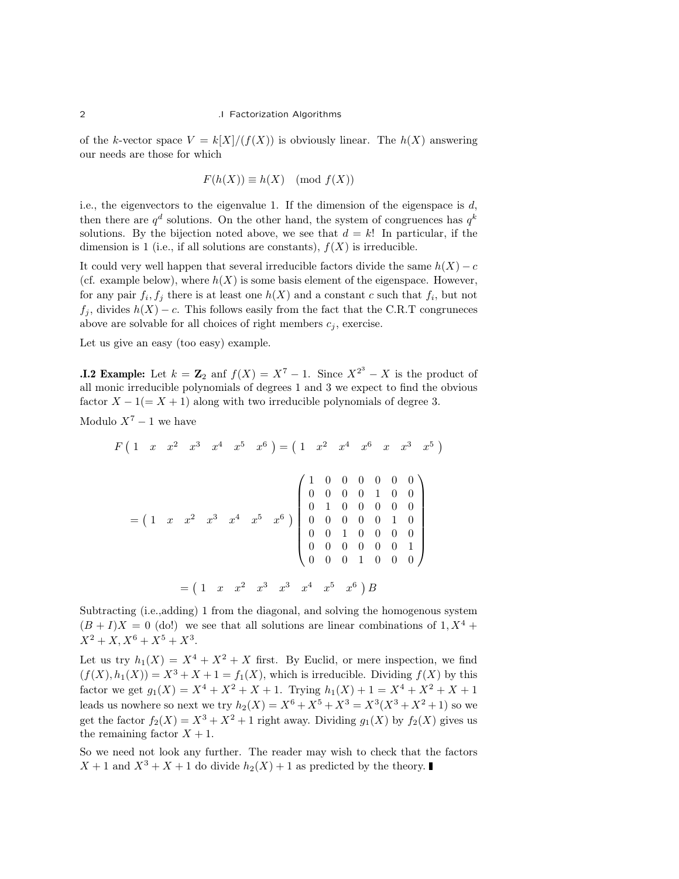of the $k$-vector space $V = k[X]/(f(X))$ is obviously linear. The $h(X)$ answering our needs are those for which

$$F(h(X)) \equiv h(X) \pmod{f(X)}$$

i.e., the eigenvectors to the eigenvalue 1. If the dimension of the eigenspace is $d$, then there are $q^d$ solutions. On the other hand, the system of congruences has $q^k$ solutions. By the bijection noted above, we see that $d = k$! In particular, if the dimension is 1 (i.e., if all solutions are constants), $f(X)$ is irreducible.

It could very well happen that several irreducible factors divide the same $h(X) - c$ (cf. example below), where $h(X)$ is some basis element of the eigenspace. However, for any pair $f_i, f_j$ there is at least one $h(X)$ and a constant $c$ such that $f_i$, but not $f_j$, divides $h(X) - c$. This follows easily from the fact that the C.R.T congruneces above are solvable for all choices of right members $c_j$, exercise.

Let us give an easy (too easy) example.

**.I.2 Example:** Let $k = \mathbf{Z}_2$ anf $f(X) = X^7 - 1$. Since $X^{2^3} - X$ is the product of all monic irreducible polynomials of degrees 1 and 3 we expect to find the obvious factor $X - 1 (= X + 1)$ along with two irreducible polynomials of degree 3.

Modulo $X^7 - 1$ we have

$$F\begin{pmatrix} 1 & x & x^2 & x^3 & x^4 & x^5 & x^6 \end{pmatrix} = \begin{pmatrix} 1 & x^2 & x^4 & x^6 & x & x^3 & x^5 \end{pmatrix}$$

$$= \begin{pmatrix} 1 & x & x^2 & x^3 & x^4 & x^5 & x^6 \end{pmatrix} \begin{pmatrix} 1 & 0 & 0 & 0 & 0 & 0 & 0 \\ 0 & 0 & 0 & 0 & 1 & 0 & 0 \\ 0 & 1 & 0 & 0 & 0 & 0 & 0 \\ 0 & 0 & 0 & 0 & 0 & 1 & 0 \\ 0 & 0 & 1 & 0 & 0 & 0 & 0 \\ 0 & 0 & 0 & 0 & 0 & 0 & 1 \\ 0 & 0 & 0 & 1 & 0 & 0 & 0 \end{pmatrix}$$

$$= \begin{pmatrix} 1 & x & x^2 & x^3 & x^3 & x^4 & x^5 & x^6 \end{pmatrix} B$$

Subtracting (i.e.,adding) 1 from the diagonal, and solving the homogenous system $(B + I)X = 0$ (do!) we see that all solutions are linear combinations of $1, X^4 + X^2 + X, X^6 + X^5 + X^3$.

Let us try $h_1(X) = X^4 + X^2 + X$ first. By Euclid, or mere inspection, we find $(f(X), h_1(X)) = X^3 + X + 1 = f_1(X)$, which is irreducible. Dividing $f(X)$ by this factor we get $g_1(X) = X^4 + X^2 + X + 1$. Trying $h_1(X) + 1 = X^4 + X^2 + X + 1$ leads us nowhere so next we try $h_2(X) = X^6 + X^5 + X^3 = X^3(X^3 + X^2 + 1)$ so we get the factor $f_2(X) = X^3 + X^2 + 1$ right away. Dividing $g_1(X)$ by $f_2(X)$ gives us the remaining factor $X + 1$.

So we need not look any further. The reader may wish to check that the factors $X + 1$ and $X^3 + X + 1$ do divide $h_2(X) + 1$ as predicted by the theory. ∎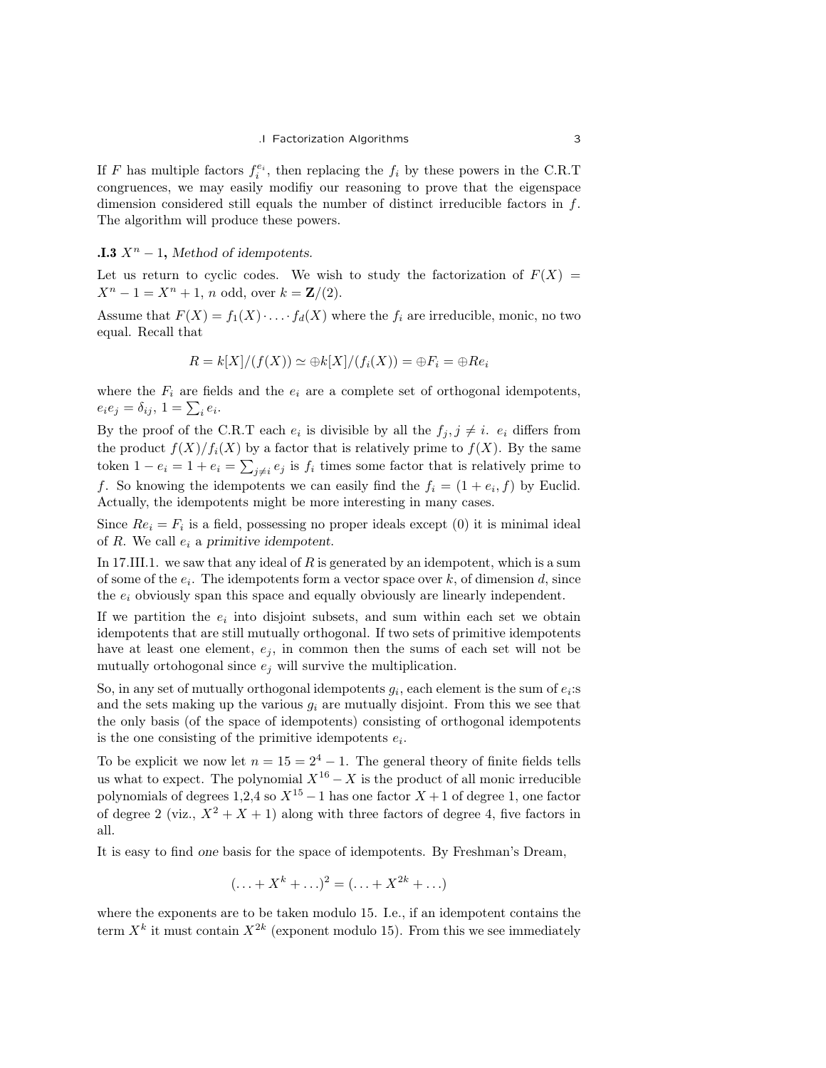If $F$ has multiple factors $f_i^{e_i}$, then replacing the $f_i$ by these powers in the C.R.T congruences, we may easily modifiy our reasoning to prove that the eigenspace dimension considered still equals the number of distinct irreducible factors in $f$. The algorithm will produce these powers.

### .I.3 $X^n - 1$, *Method of idempotents.*

Let us return to cyclic codes. We wish to study the factorization of $F(X) = X^n - 1 = X^n + 1$, $n$ odd, over $k = \mathbf{Z}/(2)$.

Assume that $F(X) = f_1(X) \cdot \ldots \cdot f_d(X)$ where the $f_i$ are irreducible, monic, no two equal. Recall that

$$R = k[X]/(f(X)) \simeq \oplus k[X]/(f_i(X)) = \oplus F_i = \oplus Re_i$$

where the $F_i$ are fields and the $e_i$ are a complete set of orthogonal idempotents, $e_i e_j = \delta_{ij}$, $1 = \sum_i e_i$.

By the proof of the C.R.T each $e_i$ is divisible by all the $f_j, j \neq i$. $e_i$ differs from the product $f(X)/f_i(X)$ by a factor that is relatively prime to $f(X)$. By the same token $1 - e_i = 1 + e_i = \sum_{j \neq i} e_j$ is $f_i$ times some factor that is relatively prime to $f$. So knowing the idempotents we can easily find the $f_i = (1 + e_i, f)$ by Euclid. Actually, the idempotents might be more interesting in many cases.

Since $Re_i = F_i$ is a field, possessing no proper ideals except (0) it is minimal ideal of $R$. We call $e_i$ a *primitive idempotent*.

In 17.III.1. we saw that any ideal of $R$ is generated by an idempotent, which is a sum of some of the $e_i$. The idempotents form a vector space over $k$, of dimension $d$, since the $e_i$ obviously span this space and equally obviously are linearly independent.

If we partition the $e_i$ into disjoint subsets, and sum within each set we obtain idempotents that are still mutually orthogonal. If two sets of primitive idempotents have at least one element, $e_j$, in common then the sums of each set will not be mutually ortohogonal since $e_j$ will survive the multiplication.

So, in any set of mutually orthogonal idempotents $g_i$, each element is the sum of $e_i$:s and the sets making up the various $g_i$ are mutually disjoint. From this we see that the only basis (of the space of idempotents) consisting of orthogonal idempotents is the one consisting of the primitive idempotents $e_i$.

To be explicit we now let $n = 15 = 2^4 - 1$. The general theory of finite fields tells us what to expect. The polynomial $X^{16} - X$ is the product of all monic irreducible polynomials of degrees 1,2,4 so $X^{15} - 1$ has one factor $X + 1$ of degree 1, one factor of degree 2 (viz., $X^2 + X + 1$) along with three factors of degree 4, five factors in all.

It is easy to find *one* basis for the space of idempotents. By Freshman's Dream,

$$(\ldots + X^k + \ldots)^2 = (\ldots + X^{2k} + \ldots)$$

where the exponents are to be taken modulo 15. I.e., if an idempotent contains the term $X^k$ it must contain $X^{2k}$ (exponent modulo 15). From this we see immediately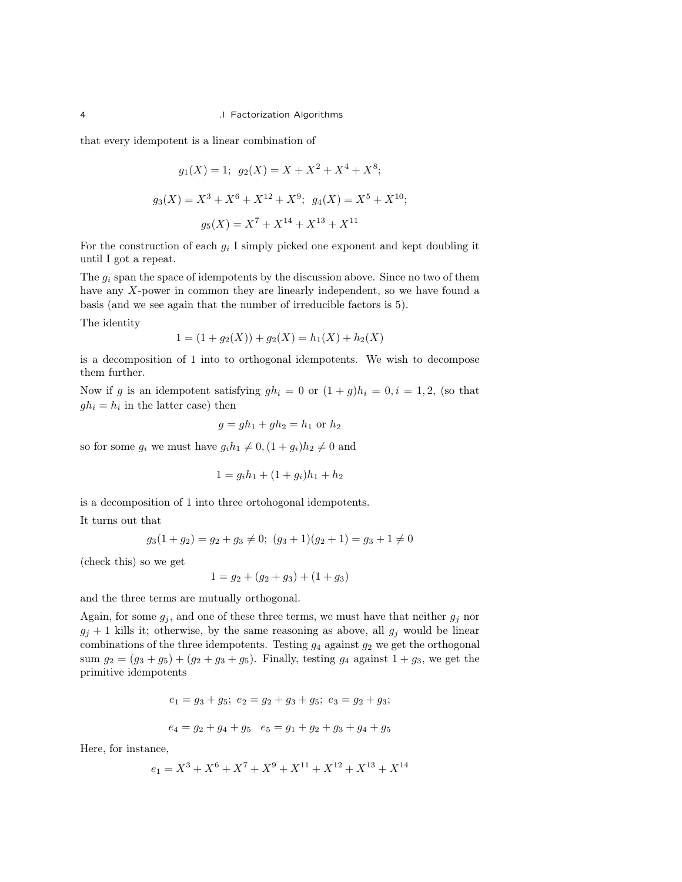that every idempotent is a linear combination of

$$g_1(X) = 1;\ \ g_2(X) = X + X^2 + X^4 + X^8;$$

$$g_3(X) = X^3 + X^6 + X^{12} + X^9;\ \ g_4(X) = X^5 + X^{10};$$

$$g_5(X) = X^7 + X^{14} + X^{13} + X^{11}$$

For the construction of each $g_i$ I simply picked one exponent and kept doubling it until I got a repeat.

The $g_i$ span the space of idempotents by the discussion above. Since no two of them have any $X$-power in common they are linearly independent, so we have found a basis (and we see again that the number of irreducible factors is 5).

The identity

$$1 = (1 + g_2(X)) + g_2(X) = h_1(X) + h_2(X)$$

is a decomposition of 1 into to orthogonal idempotents. We wish to decompose them further.

Now if $g$ is an idempotent satisfying $gh_i = 0$ or $(1 + g)h_i = 0, i = 1, 2,$ (so that $gh_i = h_i$ in the latter case) then

$$g = gh_1 + gh_2 = h_1 \text{ or } h_2$$

so for some $g_i$ we must have $g_i h_1 \neq 0, (1 + g_i)h_2 \neq 0$ and

$$1 = g_i h_1 + (1 + g_i)h_1 + h_2$$

is a decomposition of 1 into three ortohogonal idempotents.

It turns out that

$$g_3(1 + g_2) = g_2 + g_3 \neq 0;\ (g_3 + 1)(g_2 + 1) = g_3 + 1 \neq 0$$

(check this) so we get

$$1 = g_2 + (g_2 + g_3) + (1 + g_3)$$

and the three terms are mutually orthogonal.

Again, for some $g_j$, and one of these three terms, we must have that neither $g_j$ nor $g_j + 1$ kills it; otherwise, by the same reasoning as above, all $g_j$ would be linear combinations of the three idempotents. Testing $g_4$ against $g_2$ we get the orthogonal sum $g_2 = (g_3 + g_5) + (g_2 + g_3 + g_5)$. Finally, testing $g_4$ against $1 + g_3$, we get the primitive idempotents

$$e_1 = g_3 + g_5;\ e_2 = g_2 + g_3 + g_5;\ e_3 = g_2 + g_3;$$

$$e_4 = g_2 + g_4 + g_5 \quad e_5 = g_1 + g_2 + g_3 + g_4 + g_5$$

Here, for instance,

$$e_1 = X^3 + X^6 + X^7 + X^9 + X^{11} + X^{12} + X^{13} + X^{14}$$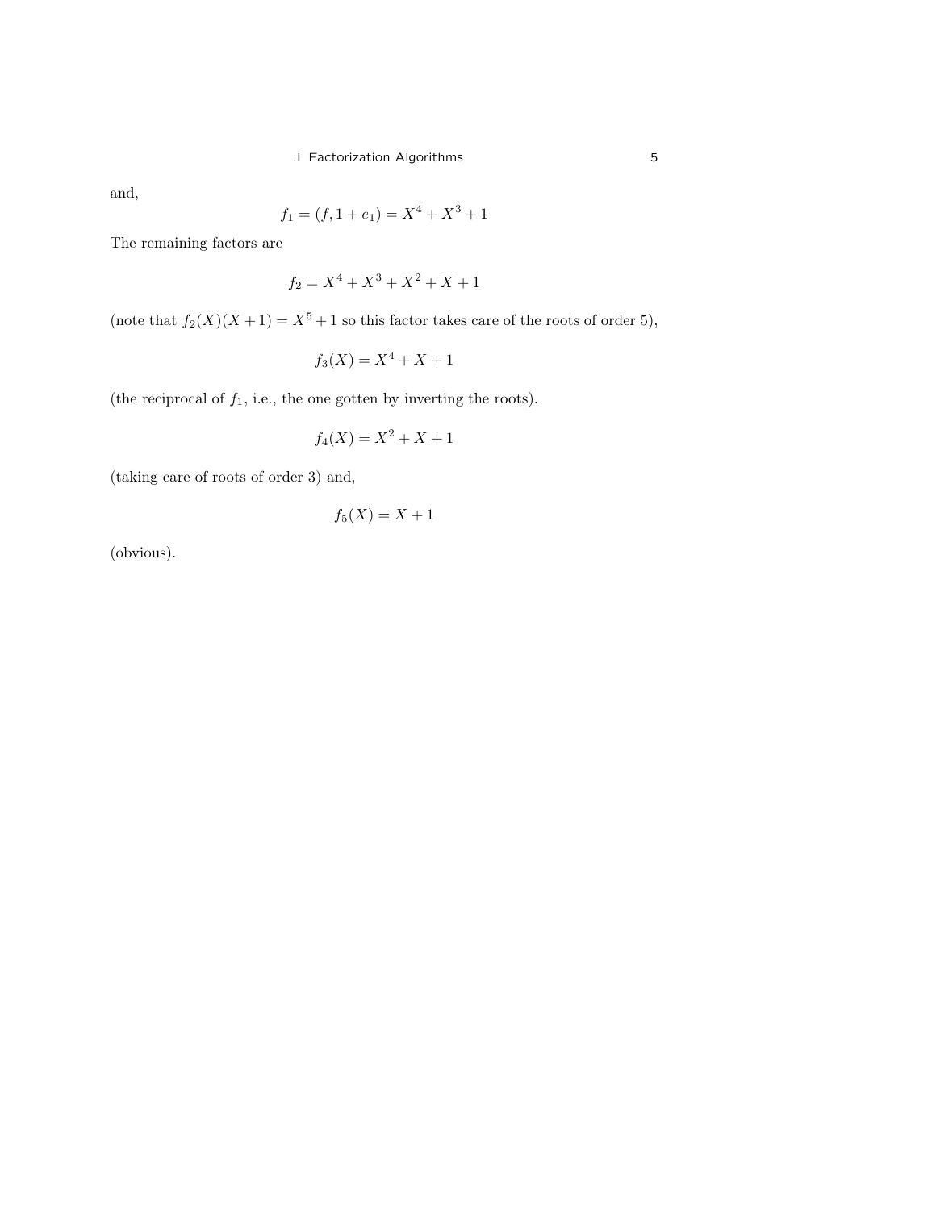and,

$$f_1 = (f, 1 + e_1) = X^4 + X^3 + 1$$

The remaining factors are

$$f_2 = X^4 + X^3 + X^2 + X + 1$$

(note that $f_2(X)(X+1) = X^5 + 1$ so this factor takes care of the roots of order 5),

$$f_3(X) = X^4 + X + 1$$

(the reciprocal of $f_1$, i.e., the one gotten by inverting the roots).

$$f_4(X) = X^2 + X + 1$$

(taking care of roots of order 3) and,

$$f_5(X) = X + 1$$

(obvious).